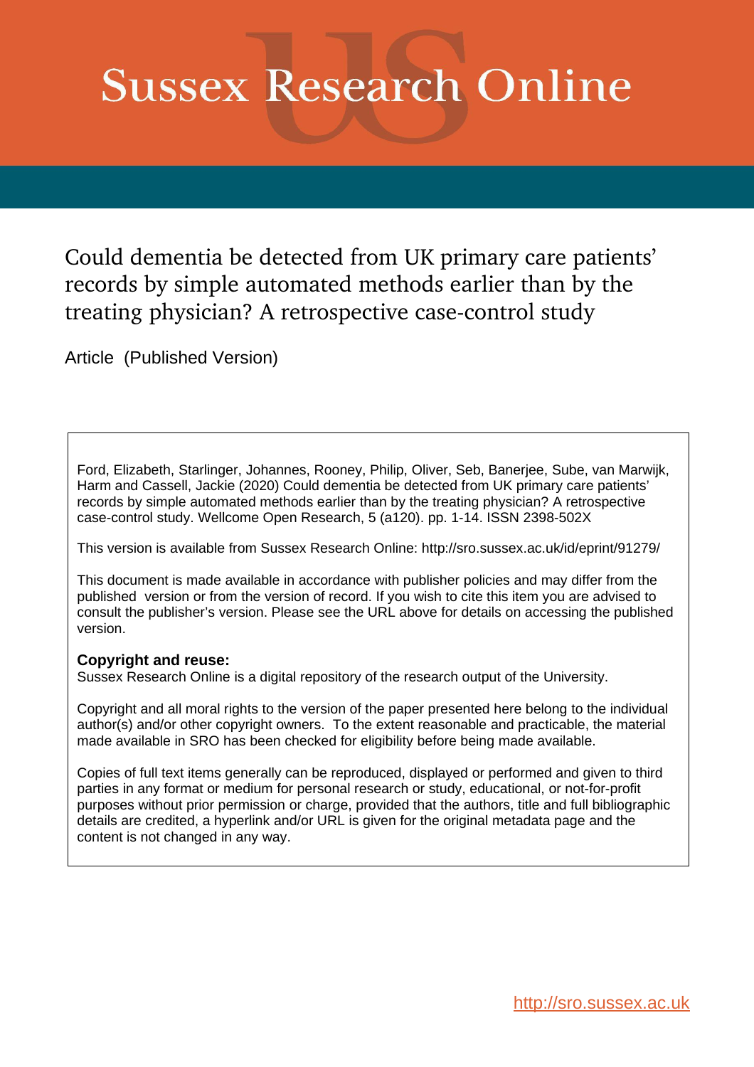# Sussex Research Online

## Could dementia be detected from UK primary care patients' records by simple automated methods earlier than by the treating physician? A retrospective case-control study

Article (Published Version)

Ford, Elizabeth, Starlinger, Johannes, Rooney, Philip, Oliver, Seb, Banerjee, Sube, van Marwijk, Harm and Cassell, Jackie (2020) Could dementia be detected from UK primary care patients' records by simple automated methods earlier than by the treating physician? A retrospective case-control study. Wellcome Open Research, 5 (a120). pp. 1-14. ISSN 2398-502X

This version is available from Sussex Research Online: http://sro.sussex.ac.uk/id/eprint/91279/

This document is made available in accordance with publisher policies and may differ from the published version or from the version of record. If you wish to cite this item you are advised to consult the publisher's version. Please see the URL above for details on accessing the published version.

**Copyright and reuse:**
Sussex Research Online is a digital repository of the research output of the University.

Copyright and all moral rights to the version of the paper presented here belong to the individual author(s) and/or other copyright owners. To the extent reasonable and practicable, the material made available in SRO has been checked for eligibility before being made available.

Copies of full text items generally can be reproduced, displayed or performed and given to third parties in any format or medium for personal research or study, educational, or not-for-profit purposes without prior permission or charge, provided that the authors, title and full bibliographic details are credited, a hyperlink and/or URL is given for the original metadata page and the content is not changed in any way.

http://sro.sussex.ac.uk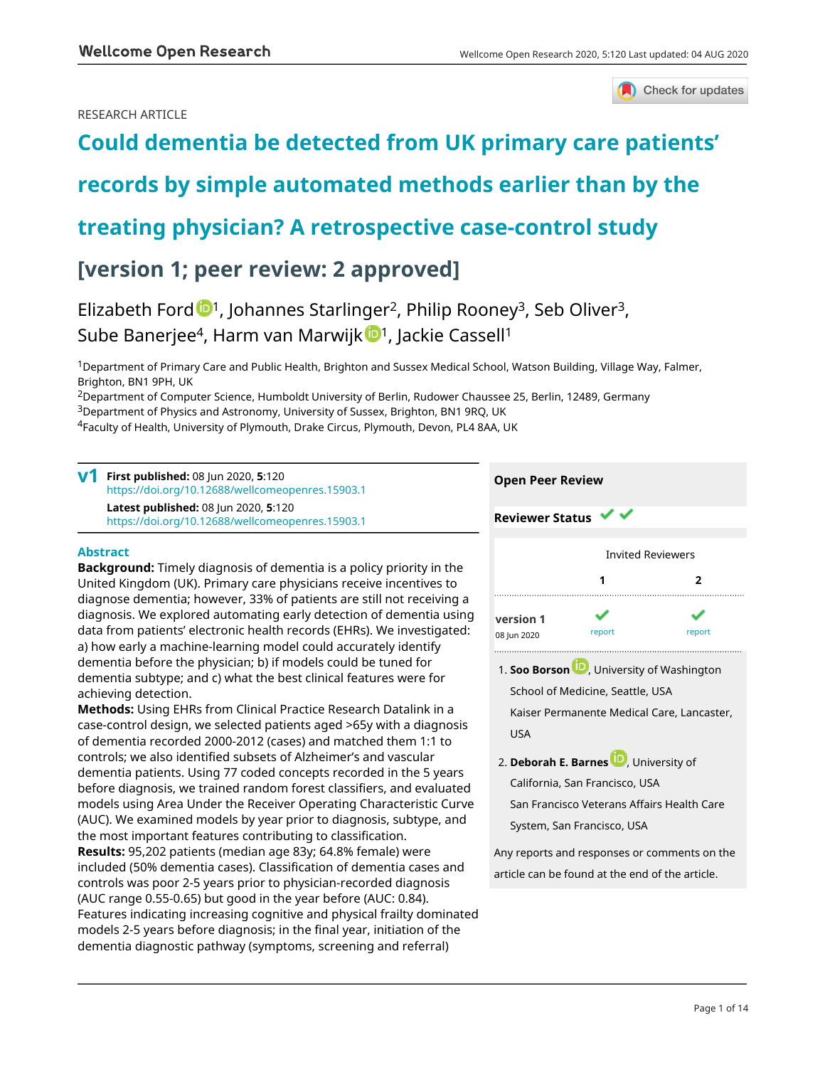RESEARCH ARTICLE

# Could dementia be detected from UK primary care patients' records by simple automated methods earlier than by the treating physician? A retrospective case-control study [version 1; peer review: 2 approved]

Elizabeth Ford[1], Johannes Starlinger[2], Philip Rooney[3], Seb Oliver[3], Sube Banerjee[4], Harm van Marwijk[1], Jackie Cassell[1]

[1]Department of Primary Care and Public Health, Brighton and Sussex Medical School, Watson Building, Village Way, Falmer, Brighton, BN1 9PH, UK

[2]Department of Computer Science, Humboldt University of Berlin, Rudower Chaussee 25, Berlin, 12489, Germany

[3]Department of Physics and Astronomy, University of Sussex, Brighton, BN1 9RQ, UK

[4]Faculty of Health, University of Plymouth, Drake Circus, Plymouth, Devon, PL4 8AA, UK

**v1** **First published:** 08 Jun 2020, **5**:120 https://doi.org/10.12688/wellcomeopenres.15903.1
**Latest published:** 08 Jun 2020, **5**:120 https://doi.org/10.12688/wellcomeopenres.15903.1

## Abstract

**Background:** Timely diagnosis of dementia is a policy priority in the United Kingdom (UK). Primary care physicians receive incentives to diagnose dementia; however, 33% of patients are still not receiving a diagnosis. We explored automating early detection of dementia using data from patients' electronic health records (EHRs). We investigated: a) how early a machine-learning model could accurately identify dementia before the physician; b) if models could be tuned for dementia subtype; and c) what the best clinical features were for achieving detection.

**Methods:** Using EHRs from Clinical Practice Research Datalink in a case-control design, we selected patients aged >65y with a diagnosis of dementia recorded 2000-2012 (cases) and matched them 1:1 to controls; we also identified subsets of Alzheimer's and vascular dementia patients. Using 77 coded concepts recorded in the 5 years before diagnosis, we trained random forest classifiers, and evaluated models using Area Under the Receiver Operating Characteristic Curve (AUC). We examined models by year prior to diagnosis, subtype, and the most important features contributing to classification.

**Results:** 95,202 patients (median age 83y; 64.8% female) were included (50% dementia cases). Classification of dementia cases and controls was poor 2-5 years prior to physician-recorded diagnosis (AUC range 0.55-0.65) but good in the year before (AUC: 0.84). Features indicating increasing cognitive and physical frailty dominated models 2-5 years before diagnosis; in the final year, initiation of the dementia diagnostic pathway (symptoms, screening and referral)

**Open Peer Review**

**Reviewer Status** ✓ ✓

| | Invited Reviewers | |
|---|---|---|
| | **1** | **2** |
| **version 1** 08 Jun 2020 | ✓ report | ✓ report |

1. **Soo Borson**, University of Washington School of Medicine, Seattle, USA
Kaiser Permanente Medical Care, Lancaster, USA

2. **Deborah E. Barnes**, University of California, San Francisco, USA
San Francisco Veterans Affairs Health Care System, San Francisco, USA

Any reports and responses or comments on the article can be found at the end of the article.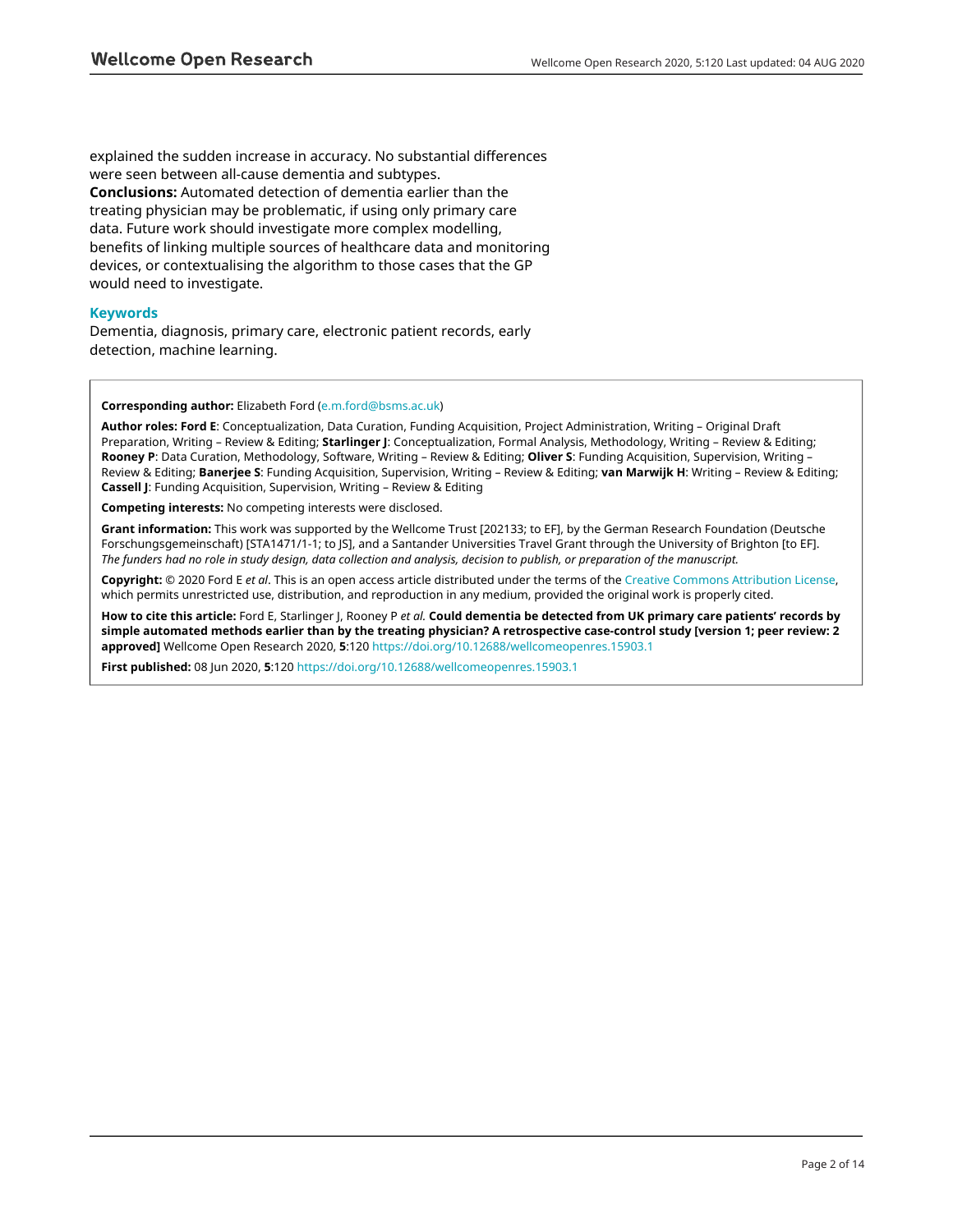explained the sudden increase in accuracy. No substantial differences were seen between all-cause dementia and subtypes.

**Conclusions:** Automated detection of dementia earlier than the treating physician may be problematic, if using only primary care data. Future work should investigate more complex modelling, benefits of linking multiple sources of healthcare data and monitoring devices, or contextualising the algorithm to those cases that the GP would need to investigate.

### Keywords

Dementia, diagnosis, primary care, electronic patient records, early detection, machine learning.

**Corresponding author:** Elizabeth Ford (e.m.ford@bsms.ac.uk)

**Author roles: Ford E**: Conceptualization, Data Curation, Funding Acquisition, Project Administration, Writing – Original Draft Preparation, Writing – Review & Editing; **Starlinger J**: Conceptualization, Formal Analysis, Methodology, Writing – Review & Editing; **Rooney P**: Data Curation, Methodology, Software, Writing – Review & Editing; **Oliver S**: Funding Acquisition, Supervision, Writing – Review & Editing; **Banerjee S**: Funding Acquisition, Supervision, Writing – Review & Editing; **van Marwijk H**: Writing – Review & Editing; **Cassell J**: Funding Acquisition, Supervision, Writing – Review & Editing

**Competing interests:** No competing interests were disclosed.

**Grant information:** This work was supported by the Wellcome Trust [202133; to EF], by the German Research Foundation (Deutsche Forschungsgemeinschaft) [STA1471/1-1; to JS], and a Santander Universities Travel Grant through the University of Brighton [to EF].
*The funders had no role in study design, data collection and analysis, decision to publish, or preparation of the manuscript.*

**Copyright:** © 2020 Ford E *et al*. This is an open access article distributed under the terms of the Creative Commons Attribution License, which permits unrestricted use, distribution, and reproduction in any medium, provided the original work is properly cited.

**How to cite this article:** Ford E, Starlinger J, Rooney P *et al.* **Could dementia be detected from UK primary care patients' records by simple automated methods earlier than by the treating physician? A retrospective case-control study [version 1; peer review: 2 approved]** Wellcome Open Research 2020, **5**:120 https://doi.org/10.12688/wellcomeopenres.15903.1

**First published:** 08 Jun 2020, **5**:120 https://doi.org/10.12688/wellcomeopenres.15903.1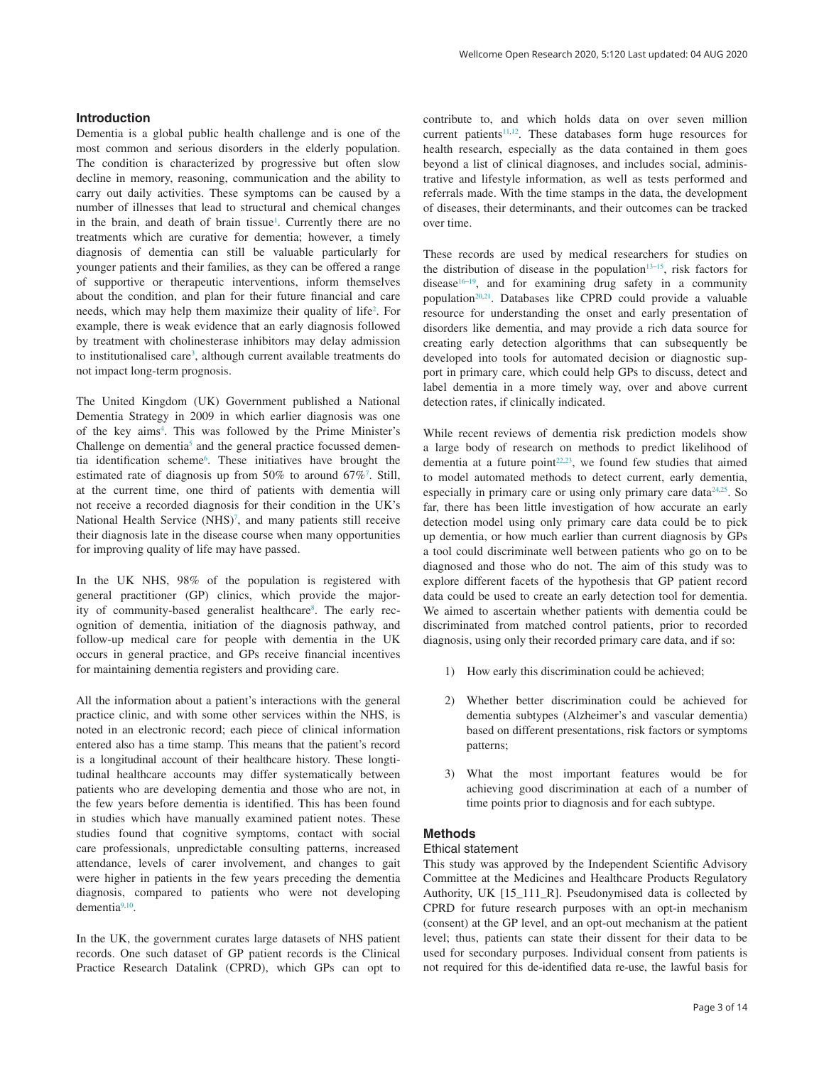## Introduction

Dementia is a global public health challenge and is one of the most common and serious disorders in the elderly population. The condition is characterized by progressive but often slow decline in memory, reasoning, communication and the ability to carry out daily activities. These symptoms can be caused by a number of illnesses that lead to structural and chemical changes in the brain, and death of brain tissue[1]. Currently there are no treatments which are curative for dementia; however, a timely diagnosis of dementia can still be valuable particularly for younger patients and their families, as they can be offered a range of supportive or therapeutic interventions, inform themselves about the condition, and plan for their future financial and care needs, which may help them maximize their quality of life[2]. For example, there is weak evidence that an early diagnosis followed by treatment with cholinesterase inhibitors may delay admission to institutionalised care[3], although current available treatments do not impact long-term prognosis.

The United Kingdom (UK) Government published a National Dementia Strategy in 2009 in which earlier diagnosis was one of the key aims[4]. This was followed by the Prime Minister's Challenge on dementia[5] and the general practice focussed dementia identification scheme[6]. These initiatives have brought the estimated rate of diagnosis up from 50% to around 67%[7]. Still, at the current time, one third of patients with dementia will not receive a recorded diagnosis for their condition in the UK's National Health Service (NHS)[7], and many patients still receive their diagnosis late in the disease course when many opportunities for improving quality of life may have passed.

In the UK NHS, 98% of the population is registered with general practitioner (GP) clinics, which provide the majority of community-based generalist healthcare[8]. The early recognition of dementia, initiation of the diagnosis pathway, and follow-up medical care for people with dementia in the UK occurs in general practice, and GPs receive financial incentives for maintaining dementia registers and providing care.

All the information about a patient's interactions with the general practice clinic, and with some other services within the NHS, is noted in an electronic record; each piece of clinical information entered also has a time stamp. This means that the patient's record is a longitudinal account of their healthcare history. These longitudinal healthcare accounts may differ systematically between patients who are developing dementia and those who are not, in the few years before dementia is identified. This has been found in studies which have manually examined patient notes. These studies found that cognitive symptoms, contact with social care professionals, unpredictable consulting patterns, increased attendance, levels of carer involvement, and changes to gait were higher in patients in the few years preceding the dementia diagnosis, compared to patients who were not developing dementia[9,10].

In the UK, the government curates large datasets of NHS patient records. One such dataset of GP patient records is the Clinical Practice Research Datalink (CPRD), which GPs can opt to contribute to, and which holds data on over seven million current patients[11,12]. These databases form huge resources for health research, especially as the data contained in them goes beyond a list of clinical diagnoses, and includes social, administrative and lifestyle information, as well as tests performed and referrals made. With the time stamps in the data, the development of diseases, their determinants, and their outcomes can be tracked over time.

These records are used by medical researchers for studies on the distribution of disease in the population[13–15], risk factors for disease[16–19], and for examining drug safety in a community population[20,21]. Databases like CPRD could provide a valuable resource for understanding the onset and early presentation of disorders like dementia, and may provide a rich data source for creating early detection algorithms that can subsequently be developed into tools for automated decision or diagnostic support in primary care, which could help GPs to discuss, detect and label dementia in a more timely way, over and above current detection rates, if clinically indicated.

While recent reviews of dementia risk prediction models show a large body of research on methods to predict likelihood of dementia at a future point[22,23], we found few studies that aimed to model automated methods to detect current, early dementia, especially in primary care or using only primary care data[24,25]. So far, there has been little investigation of how accurate an early detection model using only primary care data could be to pick up dementia, or how much earlier than current diagnosis by GPs a tool could discriminate well between patients who go on to be diagnosed and those who do not. The aim of this study was to explore different facets of the hypothesis that GP patient record data could be used to create an early detection tool for dementia. We aimed to ascertain whether patients with dementia could be discriminated from matched control patients, prior to recorded diagnosis, using only their recorded primary care data, and if so:

1) How early this discrimination could be achieved;

2) Whether better discrimination could be achieved for dementia subtypes (Alzheimer's and vascular dementia) based on different presentations, risk factors or symptoms patterns;

3) What the most important features would be for achieving good discrimination at each of a number of time points prior to diagnosis and for each subtype.

## Methods

### Ethical statement

This study was approved by the Independent Scientific Advisory Committee at the Medicines and Healthcare Products Regulatory Authority, UK [15_111_R]. Pseudonymised data is collected by CPRD for future research purposes with an opt-in mechanism (consent) at the GP level, and an opt-out mechanism at the patient level; thus, patients can state their dissent for their data to be used for secondary purposes. Individual consent from patients is not required for this de-identified data re-use, the lawful basis for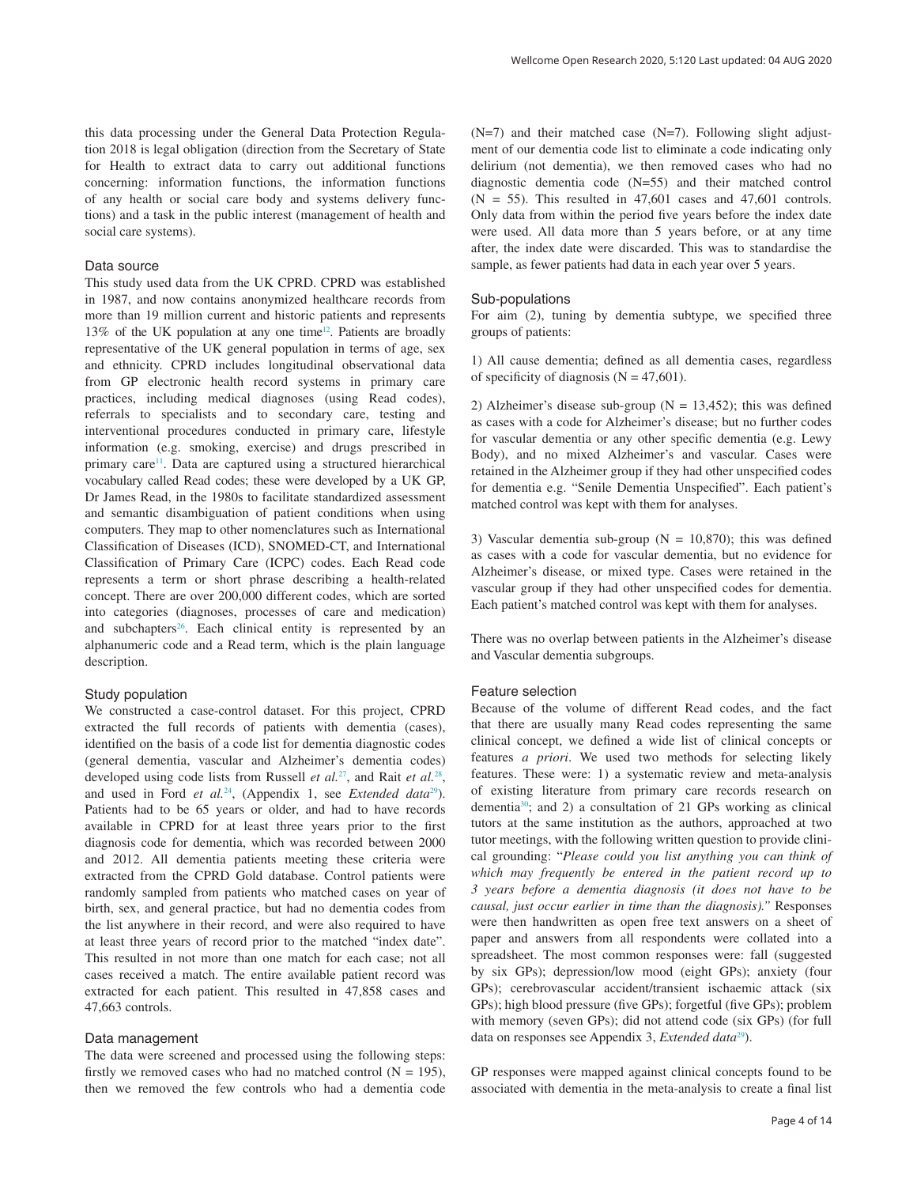this data processing under the General Data Protection Regulation 2018 is legal obligation (direction from the Secretary of State for Health to extract data to carry out additional functions concerning: information functions, the information functions of any health or social care body and systems delivery functions) and a task in the public interest (management of health and social care systems).

### Data source

This study used data from the UK CPRD. CPRD was established in 1987, and now contains anonymized healthcare records from more than 19 million current and historic patients and represents 13% of the UK population at any one time[12]. Patients are broadly representative of the UK general population in terms of age, sex and ethnicity. CPRD includes longitudinal observational data from GP electronic health record systems in primary care practices, including medical diagnoses (using Read codes), referrals to specialists and to secondary care, testing and interventional procedures conducted in primary care, lifestyle information (e.g. smoking, exercise) and drugs prescribed in primary care[11]. Data are captured using a structured hierarchical vocabulary called Read codes; these were developed by a UK GP, Dr James Read, in the 1980s to facilitate standardized assessment and semantic disambiguation of patient conditions when using computers. They map to other nomenclatures such as International Classification of Diseases (ICD), SNOMED-CT, and International Classification of Primary Care (ICPC) codes. Each Read code represents a term or short phrase describing a health-related concept. There are over 200,000 different codes, which are sorted into categories (diagnoses, processes of care and medication) and subchapters[26]. Each clinical entity is represented by an alphanumeric code and a Read term, which is the plain language description.

### Study population

We constructed a case-control dataset. For this project, CPRD extracted the full records of patients with dementia (cases), identified on the basis of a code list for dementia diagnostic codes (general dementia, vascular and Alzheimer's dementia codes) developed using code lists from Russell *et al.*[27], and Rait *et al.*[28], and used in Ford *et al.*[24], (Appendix 1, see *Extended data*[29]). Patients had to be 65 years or older, and had to have records available in CPRD for at least three years prior to the first diagnosis code for dementia, which was recorded between 2000 and 2012. All dementia patients meeting these criteria were extracted from the CPRD Gold database. Control patients were randomly sampled from patients who matched cases on year of birth, sex, and general practice, but had no dementia codes from the list anywhere in their record, and were also required to have at least three years of record prior to the matched "index date". This resulted in not more than one match for each case; not all cases received a match. The entire available patient record was extracted for each patient. This resulted in 47,858 cases and 47,663 controls.

### Data management

The data were screened and processed using the following steps: firstly we removed cases who had no matched control (N = 195), then we removed the few controls who had a dementia code (N=7) and their matched case (N=7). Following slight adjustment of our dementia code list to eliminate a code indicating only delirium (not dementia), we then removed cases who had no diagnostic dementia code (N=55) and their matched control (N = 55). This resulted in 47,601 cases and 47,601 controls. Only data from within the period five years before the index date were used. All data more than 5 years before, or at any time after, the index date were discarded. This was to standardise the sample, as fewer patients had data in each year over 5 years.

### Sub-populations

For aim (2), tuning by dementia subtype, we specified three groups of patients:

1) All cause dementia; defined as all dementia cases, regardless of specificity of diagnosis (N = 47,601).

2) Alzheimer's disease sub-group (N = 13,452); this was defined as cases with a code for Alzheimer's disease; but no further codes for vascular dementia or any other specific dementia (e.g. Lewy Body), and no mixed Alzheimer's and vascular. Cases were retained in the Alzheimer group if they had other unspecified codes for dementia e.g. "Senile Dementia Unspecified". Each patient's matched control was kept with them for analyses.

3) Vascular dementia sub-group (N = 10,870); this was defined as cases with a code for vascular dementia, but no evidence for Alzheimer's disease, or mixed type. Cases were retained in the vascular group if they had other unspecified codes for dementia. Each patient's matched control was kept with them for analyses.

There was no overlap between patients in the Alzheimer's disease and Vascular dementia subgroups.

### Feature selection

Because of the volume of different Read codes, and the fact that there are usually many Read codes representing the same clinical concept, we defined a wide list of clinical concepts or features *a priori*. We used two methods for selecting likely features. These were: 1) a systematic review and meta-analysis of existing literature from primary care records research on dementia[30]; and 2) a consultation of 21 GPs working as clinical tutors at the same institution as the authors, approached at two tutor meetings, with the following written question to provide clinical grounding: "*Please could you list anything you can think of which may frequently be entered in the patient record up to 3 years before a dementia diagnosis (it does not have to be causal, just occur earlier in time than the diagnosis).*" Responses were then handwritten as open free text answers on a sheet of paper and answers from all respondents were collated into a spreadsheet. The most common responses were: fall (suggested by six GPs); depression/low mood (eight GPs); anxiety (four GPs); cerebrovascular accident/transient ischaemic attack (six GPs); high blood pressure (five GPs); forgetful (five GPs); problem with memory (seven GPs); did not attend code (six GPs) (for full data on responses see Appendix 3, *Extended data*[29]).

GP responses were mapped against clinical concepts found to be associated with dementia in the meta-analysis to create a final list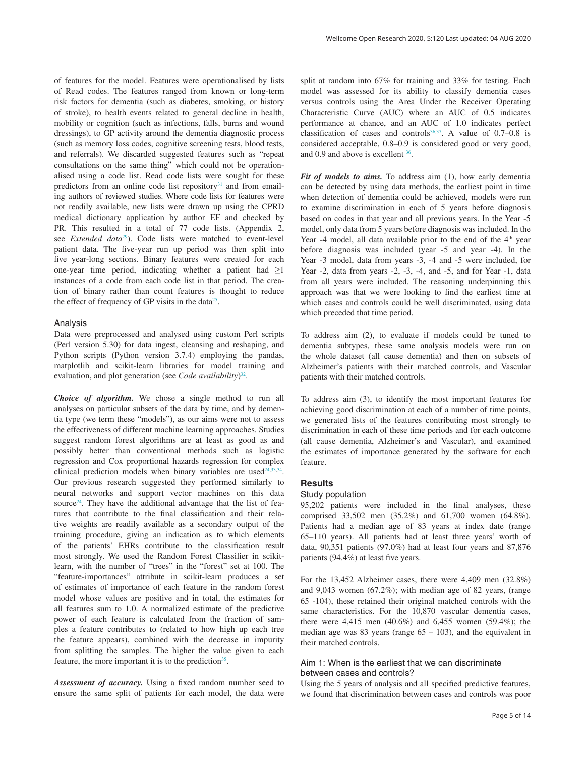of features for the model. Features were operationalised by lists of Read codes. The features ranged from known or long-term risk factors for dementia (such as diabetes, smoking, or history of stroke), to health events related to general decline in health, mobility or cognition (such as infections, falls, burns and wound dressings), to GP activity around the dementia diagnostic process (such as memory loss codes, cognitive screening tests, blood tests, and referrals). We discarded suggested features such as "repeat consultations on the same thing" which could not be operationalised using a code list. Read code lists were sought for these predictors from an online code list repository[31] and from emailing authors of reviewed studies. Where code lists for features were not readily available, new lists were drawn up using the CPRD medical dictionary application by author EF and checked by PR. This resulted in a total of 77 code lists. (Appendix 2, see *Extended data*[29]). Code lists were matched to event-level patient data. The five-year run up period was then split into five year-long sections. Binary features were created for each one-year time period, indicating whether a patient had ≥1 instances of a code from each code list in that period. The creation of binary rather than count features is thought to reduce the effect of frequency of GP visits in the data[25].

### Analysis

Data were preprocessed and analysed using custom Perl scripts (Perl version 5.30) for data ingest, cleansing and reshaping, and Python scripts (Python version 3.7.4) employing the pandas, matplotlib and scikit-learn libraries for model training and evaluation, and plot generation (see *Code availability*)[32].

***Choice of algorithm.*** We chose a single method to run all analyses on particular subsets of the data by time, and by dementia type (we term these "models"), as our aims were not to assess the effectiveness of different machine learning approaches. Studies suggest random forest algorithms are at least as good as and possibly better than conventional methods such as logistic regression and Cox proportional hazards regression for complex clinical prediction models when binary variables are used[24,33,34]. Our previous research suggested they performed similarly to neural networks and support vector machines on this data source[24]. They have the additional advantage that the list of features that contribute to the final classification and their relative weights are readily available as a secondary output of the training procedure, giving an indication as to which elements of the patients' EHRs contribute to the classification result most strongly. We used the Random Forest Classifier in scikit-learn, with the number of "trees" in the "forest" set at 100. The "feature-importances" attribute in scikit-learn produces a set of estimates of importance of each feature in the random forest model whose values are positive and in total, the estimates for all features sum to 1.0. A normalized estimate of the predictive power of each feature is calculated from the fraction of samples a feature contributes to (related to how high up each tree the feature appears), combined with the decrease in impurity from splitting the samples. The higher the value given to each feature, the more important it is to the prediction[35].

***Assessment of accuracy.*** Using a fixed random number seed to ensure the same split of patients for each model, the data were split at random into 67% for training and 33% for testing. Each model was assessed for its ability to classify dementia cases versus controls using the Area Under the Receiver Operating Characteristic Curve (AUC) where an AUC of 0.5 indicates performance at chance, and an AUC of 1.0 indicates perfect classification of cases and controls[36,37]. A value of 0.7–0.8 is considered acceptable, 0.8–0.9 is considered good or very good, and 0.9 and above is excellent [36].

***Fit of models to aims.*** To address aim (1), how early dementia can be detected by using data methods, the earliest point in time when detection of dementia could be achieved, models were run to examine discrimination in each of 5 years before diagnosis based on codes in that year and all previous years. In the Year -5 model, only data from 5 years before diagnosis was included. In the Year -4 model, all data available prior to the end of the 4th year before diagnosis was included (year -5 and year -4). In the Year -3 model, data from years -3, -4 and -5 were included, for Year -2, data from years -2, -3, -4, and -5, and for Year -1, data from all years were included. The reasoning underpinning this approach was that we were looking to find the earliest time at which cases and controls could be well discriminated, using data which preceded that time period.

To address aim (2), to evaluate if models could be tuned to dementia subtypes, these same analysis models were run on the whole dataset (all cause dementia) and then on subsets of Alzheimer's patients with their matched controls, and Vascular patients with their matched controls.

To address aim (3), to identify the most important features for achieving good discrimination at each of a number of time points, we generated lists of the features contributing most strongly to discrimination in each of these time periods and for each outcome (all cause dementia, Alzheimer's and Vascular), and examined the estimates of importance generated by the software for each feature.

## Results

### Study population

95,202 patients were included in the final analyses, these comprised 33,502 men (35.2%) and 61,700 women (64.8%). Patients had a median age of 83 years at index date (range 65–110 years). All patients had at least three years' worth of data, 90,351 patients (97.0%) had at least four years and 87,876 patients (94.4%) at least five years.

For the 13,452 Alzheimer cases, there were 4,409 men (32.8%) and 9,043 women (67.2%); with median age of 82 years, (range 65 -104), these retained their original matched controls with the same characteristics. For the 10,870 vascular dementia cases, there were 4,415 men (40.6%) and 6,455 women (59.4%); the median age was 83 years (range 65 – 103), and the equivalent in their matched controls.

### Aim 1: When is the earliest that we can discriminate between cases and controls?

Using the 5 years of analysis and all specified predictive features, we found that discrimination between cases and controls was poor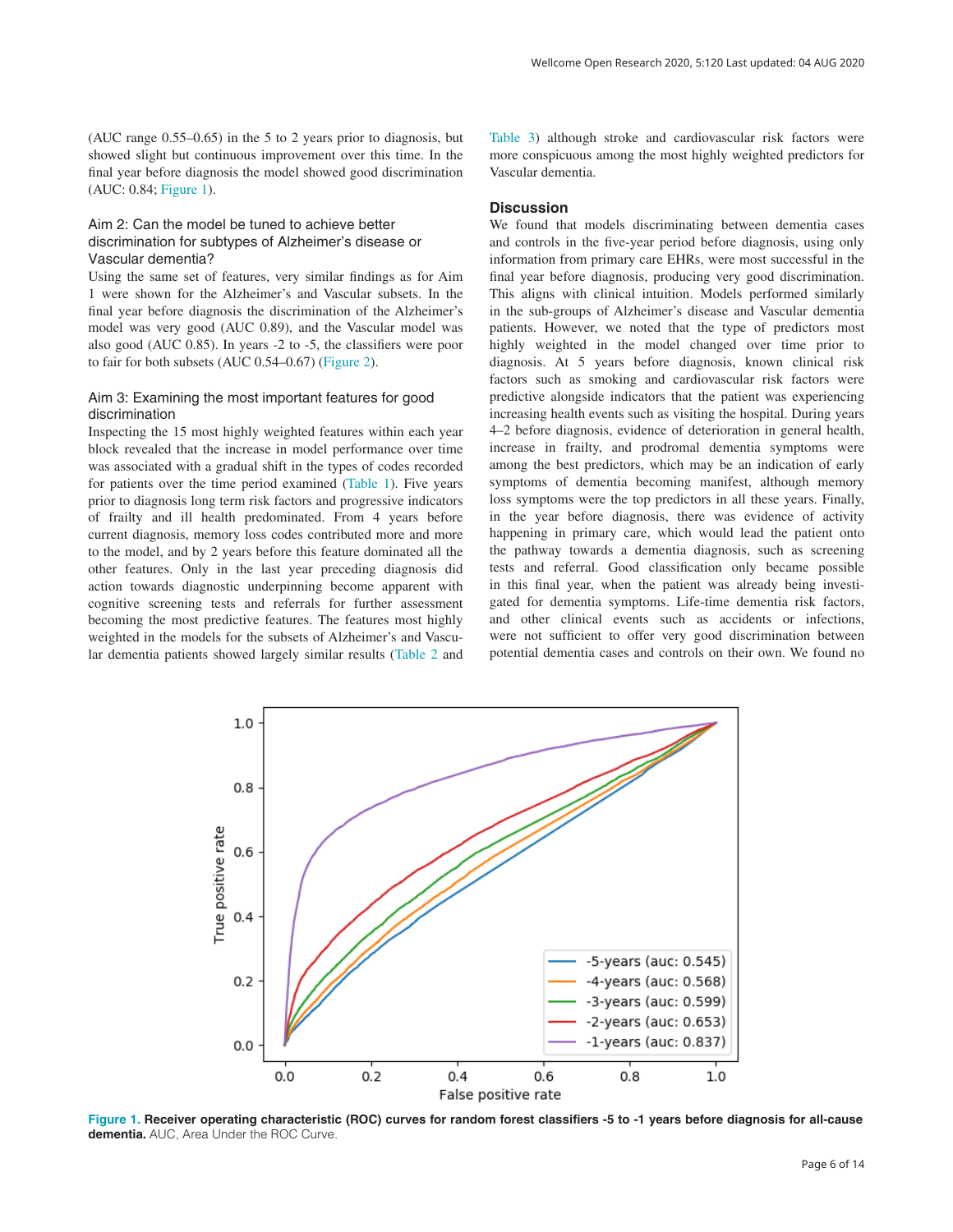(AUC range 0.55–0.65) in the 5 to 2 years prior to diagnosis, but showed slight but continuous improvement over this time. In the final year before diagnosis the model showed good discrimination (AUC: 0.84; Figure 1).

### Aim 2: Can the model be tuned to achieve better discrimination for subtypes of Alzheimer's disease or Vascular dementia?

Using the same set of features, very similar findings as for Aim 1 were shown for the Alzheimer's and Vascular subsets. In the final year before diagnosis the discrimination of the Alzheimer's model was very good (AUC 0.89), and the Vascular model was also good (AUC 0.85). In years -2 to -5, the classifiers were poor to fair for both subsets (AUC 0.54–0.67) (Figure 2).

### Aim 3: Examining the most important features for good discrimination

Inspecting the 15 most highly weighted features within each year block revealed that the increase in model performance over time was associated with a gradual shift in the types of codes recorded for patients over the time period examined (Table 1). Five years prior to diagnosis long term risk factors and progressive indicators of frailty and ill health predominated. From 4 years before current diagnosis, memory loss codes contributed more and more to the model, and by 2 years before this feature dominated all the other features. Only in the last year preceding diagnosis did action towards diagnostic underpinning become apparent with cognitive screening tests and referrals for further assessment becoming the most predictive features. The features most highly weighted in the models for the subsets of Alzheimer's and Vascular dementia patients showed largely similar results (Table 2 and Table 3) although stroke and cardiovascular risk factors were more conspicuous among the most highly weighted predictors for Vascular dementia.

## Discussion

We found that models discriminating between dementia cases and controls in the five-year period before diagnosis, using only information from primary care EHRs, were most successful in the final year before diagnosis, producing very good discrimination. This aligns with clinical intuition. Models performed similarly in the sub-groups of Alzheimer's disease and Vascular dementia patients. However, we noted that the type of predictors most highly weighted in the model changed over time prior to diagnosis. At 5 years before diagnosis, known clinical risk factors such as smoking and cardiovascular risk factors were predictive alongside indicators that the patient was experiencing increasing health events such as visiting the hospital. During years 4–2 before diagnosis, evidence of deterioration in general health, increase in frailty, and prodromal dementia symptoms were among the best predictors, which may be an indication of early symptoms of dementia becoming manifest, although memory loss symptoms were the top predictors in all these years. Finally, in the year before diagnosis, there was evidence of activity happening in primary care, which would lead the patient onto the pathway towards a dementia diagnosis, such as screening tests and referral. Good classification only became possible in this final year, when the patient was already being investigated for dementia symptoms. Life-time dementia risk factors, and other clinical events such as accidents or infections, were not sufficient to offer very good discrimination between potential dementia cases and controls on their own. We found no

**Figure 1. Receiver operating characteristic (ROC) curves for random forest classifiers -5 to -1 years before diagnosis for all-cause dementia.** AUC, Area Under the ROC Curve.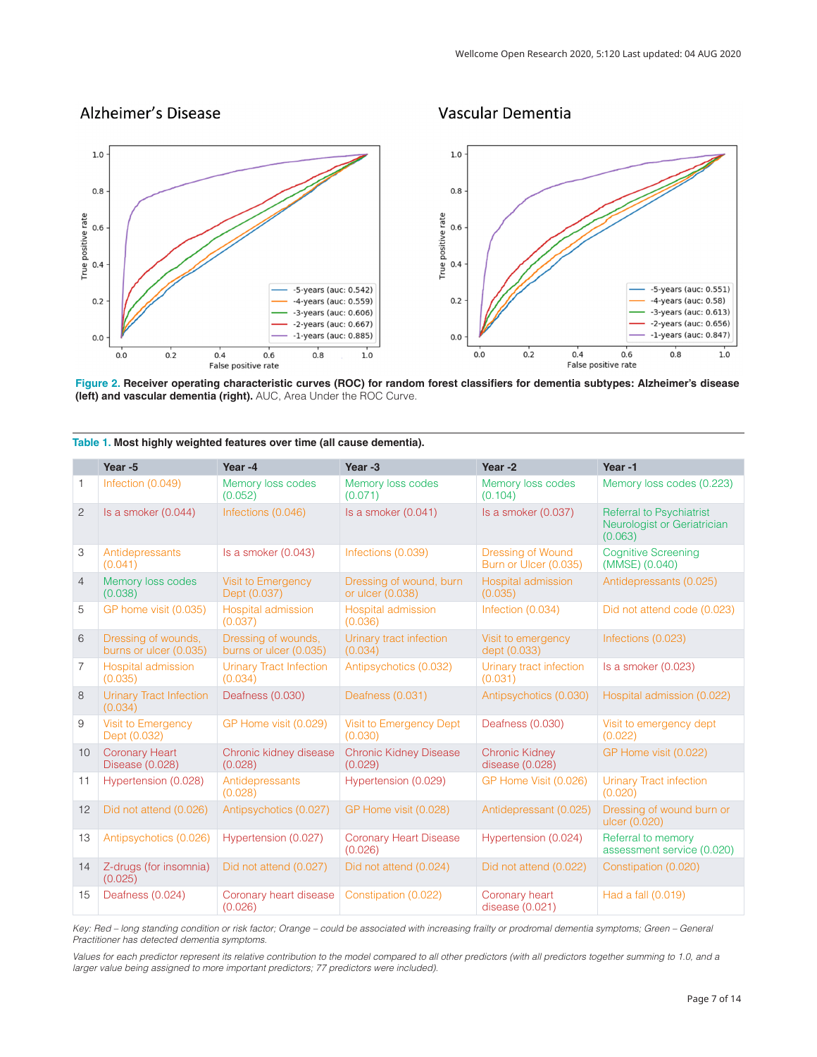Figure 2. **Receiver operating characteristic curves (ROC) for random forest classifiers for dementia subtypes: Alzheimer's disease (left) and vascular dementia (right).** AUC, Area Under the ROC Curve.

**Table 1. Most highly weighted features over time (all cause dementia).**

| | Year -5 | Year -4 | Year -3 | Year -2 | Year -1 |
|---|---|---|---|---|---|
| 1 | Infection (0.049) | Memory loss codes (0.052) | Memory loss codes (0.071) | Memory loss codes (0.104) | Memory loss codes (0.223) |
| 2 | Is a smoker (0.044) | Infections (0.046) | Is a smoker (0.041) | Is a smoker (0.037) | Referral to Psychiatrist Neurologist or Geriatrician (0.063) |
| 3 | Antidepressants (0.041) | Is a smoker (0.043) | Infections (0.039) | Dressing of Wound Burn or Ulcer (0.035) | Cognitive Screening (MMSE) (0.040) |
| 4 | Memory loss codes (0.038) | Visit to Emergency Dept (0.037) | Dressing of wound, burn or ulcer (0.038) | Hospital admission (0.035) | Antidepressants (0.025) |
| 5 | GP home visit (0.035) | Hospital admission (0.037) | Hospital admission (0.036) | Infection (0.034) | Did not attend code (0.023) |
| 6 | Dressing of wounds, burns or ulcer (0.035) | Dressing of wounds, burns or ulcer (0.035) | Urinary tract infection (0.034) | Visit to emergency dept (0.033) | Infections (0.023) |
| 7 | Hospital admission (0.035) | Urinary Tract Infection (0.034) | Antipsychotics (0.032) | Urinary tract infection (0.031) | Is a smoker (0.023) |
| 8 | Urinary Tract Infection (0.034) | Deafness (0.030) | Deafness (0.031) | Antipsychotics (0.030) | Hospital admission (0.022) |
| 9 | Visit to Emergency Dept (0.032) | GP Home visit (0.029) | Visit to Emergency Dept (0.030) | Deafness (0.030) | Visit to emergency dept (0.022) |
| 10 | Coronary Heart Disease (0.028) | Chronic kidney disease (0.028) | Chronic Kidney Disease (0.029) | Chronic Kidney disease (0.028) | GP Home visit (0.022) |
| 11 | Hypertension (0.028) | Antidepressants (0.028) | Hypertension (0.029) | GP Home Visit (0.026) | Urinary Tract infection (0.020) |
| 12 | Did not attend (0.026) | Antipsychotics (0.027) | GP Home visit (0.028) | Antidepressant (0.025) | Dressing of wound burn or ulcer (0.020) |
| 13 | Antipsychotics (0.026) | Hypertension (0.027) | Coronary Heart Disease (0.026) | Hypertension (0.024) | Referral to memory assessment service (0.020) |
| 14 | Z-drugs (for insomnia) (0.025) | Did not attend (0.027) | Did not attend (0.024) | Did not attend (0.022) | Constipation (0.020) |
| 15 | Deafness (0.024) | Coronary heart disease (0.026) | Constipation (0.022) | Coronary heart disease (0.021) | Had a fall (0.019) |

*Key: Red – long standing condition or risk factor; Orange – could be associated with increasing frailty or prodromal dementia symptoms; Green – General Practitioner has detected dementia symptoms.*

*Values for each predictor represent its relative contribution to the model compared to all other predictors (with all predictors together summing to 1.0, and a larger value being assigned to more important predictors; 77 predictors were included).*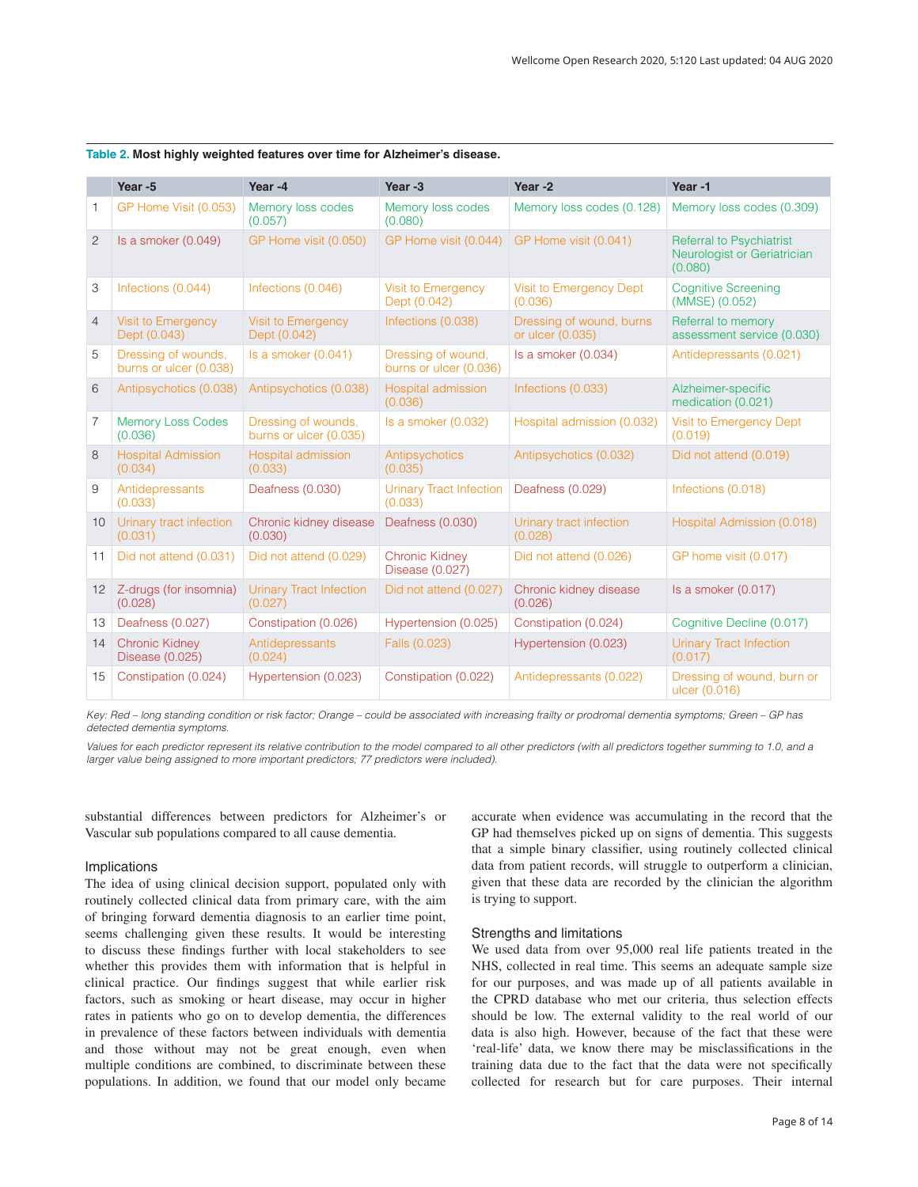**Table 2. Most highly weighted features over time for Alzheimer's disease.**

| | Year -5 | Year -4 | Year -3 | Year -2 | Year -1 |
|---|---|---|---|---|---|
| 1 | GP Home Visit (0.053) | Memory loss codes (0.057) | Memory loss codes (0.080) | Memory loss codes (0.128) | Memory loss codes (0.309) |
| 2 | Is a smoker (0.049) | GP Home visit (0.050) | GP Home visit (0.044) | GP Home visit (0.041) | Referral to Psychiatrist Neurologist or Geriatrician (0.080) |
| 3 | Infections (0.044) | Infections (0.046) | Visit to Emergency Dept (0.042) | Visit to Emergency Dept (0.036) | Cognitive Screening (MMSE) (0.052) |
| 4 | Visit to Emergency Dept (0.043) | Visit to Emergency Dept (0.042) | Infections (0.038) | Dressing of wound, burns or ulcer (0.035) | Referral to memory assessment service (0.030) |
| 5 | Dressing of wounds, burns or ulcer (0.038) | Is a smoker (0.041) | Dressing of wound, burns or ulcer (0.036) | Is a smoker (0.034) | Antidepressants (0.021) |
| 6 | Antipsychotics (0.038) | Antipsychotics (0.038) | Hospital admission (0.036) | Infections (0.033) | Alzheimer-specific medication (0.021) |
| 7 | Memory Loss Codes (0.036) | Dressing of wounds, burns or ulcer (0.035) | Is a smoker (0.032) | Hospital admission (0.032) | Visit to Emergency Dept (0.019) |
| 8 | Hospital Admission (0.034) | Hospital admission (0.033) | Antipsychotics (0.035) | Antipsychotics (0.032) | Did not attend (0.019) |
| 9 | Antidepressants (0.033) | Deafness (0.030) | Urinary Tract Infection (0.033) | Deafness (0.029) | Infections (0.018) |
| 10 | Urinary tract infection (0.031) | Chronic kidney disease (0.030) | Deafness (0.030) | Urinary tract infection (0.028) | Hospital Admission (0.018) |
| 11 | Did not attend (0.031) | Did not attend (0.029) | Chronic Kidney Disease (0.027) | Did not attend (0.026) | GP home visit (0.017) |
| 12 | Z-drugs (for insomnia) (0.028) | Urinary Tract Infection (0.027) | Did not attend (0.027) | Chronic kidney disease (0.026) | Is a smoker (0.017) |
| 13 | Deafness (0.027) | Constipation (0.026) | Hypertension (0.025) | Constipation (0.024) | Cognitive Decline (0.017) |
| 14 | Chronic Kidney Disease (0.025) | Antidepressants (0.024) | Falls (0.023) | Hypertension (0.023) | Urinary Tract Infection (0.017) |
| 15 | Constipation (0.024) | Hypertension (0.023) | Constipation (0.022) | Antidepressants (0.022) | Dressing of wound, burn or ulcer (0.016) |

*Key: Red – long standing condition or risk factor; Orange – could be associated with increasing frailty or prodromal dementia symptoms; Green – GP has detected dementia symptoms.*

*Values for each predictor represent its relative contribution to the model compared to all other predictors (with all predictors together summing to 1.0, and a larger value being assigned to more important predictors; 77 predictors were included).*

substantial differences between predictors for Alzheimer's or Vascular sub populations compared to all cause dementia.

### Implications

The idea of using clinical decision support, populated only with routinely collected clinical data from primary care, with the aim of bringing forward dementia diagnosis to an earlier time point, seems challenging given these results. It would be interesting to discuss these findings further with local stakeholders to see whether this provides them with information that is helpful in clinical practice. Our findings suggest that while earlier risk factors, such as smoking or heart disease, may occur in higher rates in patients who go on to develop dementia, the differences in prevalence of these factors between individuals with dementia and those without may not be great enough, even when multiple conditions are combined, to discriminate between these populations. In addition, we found that our model only became accurate when evidence was accumulating in the record that the GP had themselves picked up on signs of dementia. This suggests that a simple binary classifier, using routinely collected clinical data from patient records, will struggle to outperform a clinician, given that these data are recorded by the clinician the algorithm is trying to support.

### Strengths and limitations

We used data from over 95,000 real life patients treated in the NHS, collected in real time. This seems an adequate sample size for our purposes, and was made up of all patients available in the CPRD database who met our criteria, thus selection effects should be low. The external validity to the real world of our data is also high. However, because of the fact that these were 'real-life' data, we know there may be misclassifications in the training data due to the fact that the data were not specifically collected for research but for care purposes. Their internal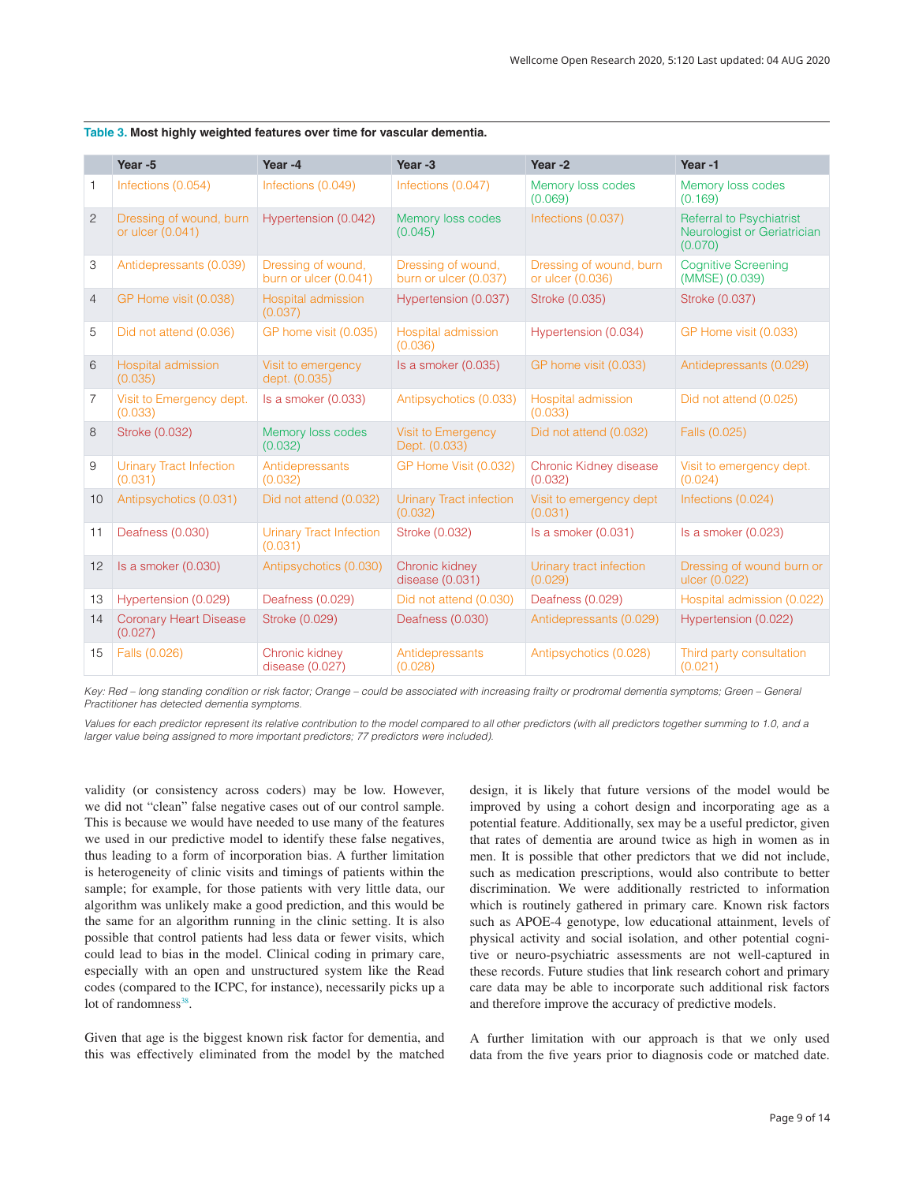**Table 3. Most highly weighted features over time for vascular dementia.**

| | Year -5 | Year -4 | Year -3 | Year -2 | Year -1 |
|---|---|---|---|---|---|
| 1 | Infections (0.054) | Infections (0.049) | Infections (0.047) | Memory loss codes (0.069) | Memory loss codes (0.169) |
| 2 | Dressing of wound, burn or ulcer (0.041) | Hypertension (0.042) | Memory loss codes (0.045) | Infections (0.037) | Referral to Psychiatrist Neurologist or Geriatrician (0.070) |
| 3 | Antidepressants (0.039) | Dressing of wound, burn or ulcer (0.041) | Dressing of wound, burn or ulcer (0.037) | Dressing of wound, burn or ulcer (0.036) | Cognitive Screening (MMSE) (0.039) |
| 4 | GP Home visit (0.038) | Hospital admission (0.037) | Hypertension (0.037) | Stroke (0.035) | Stroke (0.037) |
| 5 | Did not attend (0.036) | GP home visit (0.035) | Hospital admission (0.036) | Hypertension (0.034) | GP Home visit (0.033) |
| 6 | Hospital admission (0.035) | Visit to emergency dept. (0.035) | Is a smoker (0.035) | GP home visit (0.033) | Antidepressants (0.029) |
| 7 | Visit to Emergency dept. (0.033) | Is a smoker (0.033) | Antipsychotics (0.033) | Hospital admission (0.033) | Did not attend (0.025) |
| 8 | Stroke (0.032) | Memory loss codes (0.032) | Visit to Emergency Dept. (0.033) | Did not attend (0.032) | Falls (0.025) |
| 9 | Urinary Tract Infection (0.031) | Antidepressants (0.032) | GP Home Visit (0.032) | Chronic Kidney disease (0.032) | Visit to emergency dept. (0.024) |
| 10 | Antipsychotics (0.031) | Did not attend (0.032) | Urinary Tract infection (0.032) | Visit to emergency dept (0.031) | Infections (0.024) |
| 11 | Deafness (0.030) | Urinary Tract Infection (0.031) | Stroke (0.032) | Is a smoker (0.031) | Is a smoker (0.023) |
| 12 | Is a smoker (0.030) | Antipsychotics (0.030) | Chronic kidney disease (0.031) | Urinary tract infection (0.029) | Dressing of wound burn or ulcer (0.022) |
| 13 | Hypertension (0.029) | Deafness (0.029) | Did not attend (0.030) | Deafness (0.029) | Hospital admission (0.022) |
| 14 | Coronary Heart Disease (0.027) | Stroke (0.029) | Deafness (0.030) | Antidepressants (0.029) | Hypertension (0.022) |
| 15 | Falls (0.026) | Chronic kidney disease (0.027) | Antidepressants (0.028) | Antipsychotics (0.028) | Third party consultation (0.021) |

*Key: Red – long standing condition or risk factor; Orange – could be associated with increasing frailty or prodromal dementia symptoms; Green – General Practitioner has detected dementia symptoms.*

*Values for each predictor represent its relative contribution to the model compared to all other predictors (with all predictors together summing to 1.0, and a larger value being assigned to more important predictors; 77 predictors were included).*

validity (or consistency across coders) may be low. However, we did not "clean" false negative cases out of our control sample. This is because we would have needed to use many of the features we used in our predictive model to identify these false negatives, thus leading to a form of incorporation bias. A further limitation is heterogeneity of clinic visits and timings of patients within the sample; for example, for those patients with very little data, our algorithm was unlikely make a good prediction, and this would be the same for an algorithm running in the clinic setting. It is also possible that control patients had less data or fewer visits, which could lead to bias in the model. Clinical coding in primary care, especially with an open and unstructured system like the Read codes (compared to the ICPC, for instance), necessarily picks up a lot of randomness[38].

Given that age is the biggest known risk factor for dementia, and this was effectively eliminated from the model by the matched design, it is likely that future versions of the model would be improved by using a cohort design and incorporating age as a potential feature. Additionally, sex may be a useful predictor, given that rates of dementia are around twice as high in women as in men. It is possible that other predictors that we did not include, such as medication prescriptions, would also contribute to better discrimination. We were additionally restricted to information which is routinely gathered in primary care. Known risk factors such as APOE-4 genotype, low educational attainment, levels of physical activity and social isolation, and other potential cognitive or neuro-psychiatric assessments are not well-captured in these records. Future studies that link research cohort and primary care data may be able to incorporate such additional risk factors and therefore improve the accuracy of predictive models.

A further limitation with our approach is that we only used data from the five years prior to diagnosis code or matched date.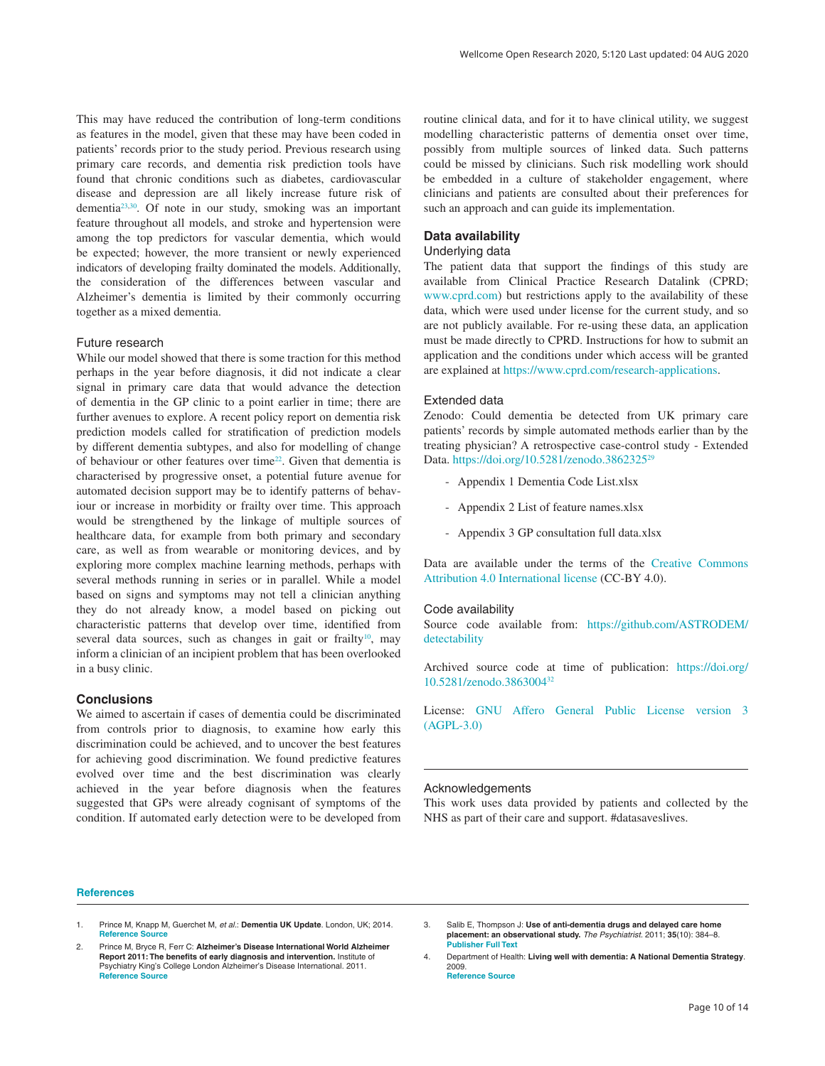This may have reduced the contribution of long-term conditions as features in the model, given that these may have been coded in patients' records prior to the study period. Previous research using primary care records, and dementia risk prediction tools have found that chronic conditions such as diabetes, cardiovascular disease and depression are all likely increase future risk of dementia[23,30]. Of note in our study, smoking was an important feature throughout all models, and stroke and hypertension were among the top predictors for vascular dementia, which would be expected; however, the more transient or newly experienced indicators of developing frailty dominated the models. Additionally, the consideration of the differences between vascular and Alzheimer's dementia is limited by their commonly occurring together as a mixed dementia.

### Future research

While our model showed that there is some traction for this method perhaps in the year before diagnosis, it did not indicate a clear signal in primary care data that would advance the detection of dementia in the GP clinic to a point earlier in time; there are further avenues to explore. A recent policy report on dementia risk prediction models called for stratification of prediction models by different dementia subtypes, and also for modelling of change of behaviour or other features over time[22]. Given that dementia is characterised by progressive onset, a potential future avenue for automated decision support may be to identify patterns of behaviour or increase in morbidity or frailty over time. This approach would be strengthened by the linkage of multiple sources of healthcare data, for example from both primary and secondary care, as well as from wearable or monitoring devices, and by exploring more complex machine learning methods, perhaps with several methods running in series or in parallel. While a model based on signs and symptoms may not tell a clinician anything they do not already know, a model based on picking out characteristic patterns that develop over time, identified from several data sources, such as changes in gait or frailty[10], may inform a clinician of an incipient problem that has been overlooked in a busy clinic.

## Conclusions

We aimed to ascertain if cases of dementia could be discriminated from controls prior to diagnosis, to examine how early this discrimination could be achieved, and to uncover the best features for achieving good discrimination. We found predictive features evolved over time and the best discrimination was clearly achieved in the year before diagnosis when the features suggested that GPs were already cognisant of symptoms of the condition. If automated early detection were to be developed from routine clinical data, and for it to have clinical utility, we suggest modelling characteristic patterns of dementia onset over time, possibly from multiple sources of linked data. Such patterns could be missed by clinicians. Such risk modelling work should be embedded in a culture of stakeholder engagement, where clinicians and patients are consulted about their preferences for such an approach and can guide its implementation.

## Data availability

### Underlying data

The patient data that support the findings of this study are available from Clinical Practice Research Datalink (CPRD; www.cprd.com) but restrictions apply to the availability of these data, which were used under license for the current study, and so are not publicly available. For re-using these data, an application must be made directly to CPRD. Instructions for how to submit an application and the conditions under which access will be granted are explained at https://www.cprd.com/research-applications.

### Extended data

Zenodo: Could dementia be detected from UK primary care patients' records by simple automated methods earlier than by the treating physician? A retrospective case-control study - Extended Data. https://doi.org/10.5281/zenodo.3862325[29]

- Appendix 1 Dementia Code List.xlsx
- Appendix 2 List of feature names.xlsx
- Appendix 3 GP consultation full data.xlsx

Data are available under the terms of the Creative Commons Attribution 4.0 International license (CC-BY 4.0).

### Code availability

Source code available from: https://github.com/ASTRODEM/detectability

Archived source code at time of publication: https://doi.org/10.5281/zenodo.3863004[32]

License: GNU Affero General Public License version 3 (AGPL-3.0)

### Acknowledgements

This work uses data provided by patients and collected by the NHS as part of their care and support. #datasaveslives.

## References

1. Prince M, Knapp M, Guerchet M, *et al.*: **Dementia UK Update**. London, UK; 2014. **Reference Source**
2. Prince M, Bryce R, Ferr C: **Alzheimer's Disease International World Alzheimer Report 2011: The benefits of early diagnosis and intervention.** Institute of Psychiatry King's College London Alzheimer's Disease International. 2011. **Reference Source**
3. Salib E, Thompson J: **Use of anti-dementia drugs and delayed care home placement: an observational study.** *The Psychiatrist.* 2011; **35**(10): 384–8. **Publisher Full Text**
4. Department of Health: **Living well with dementia: A National Dementia Strategy**. 2009. **Reference Source**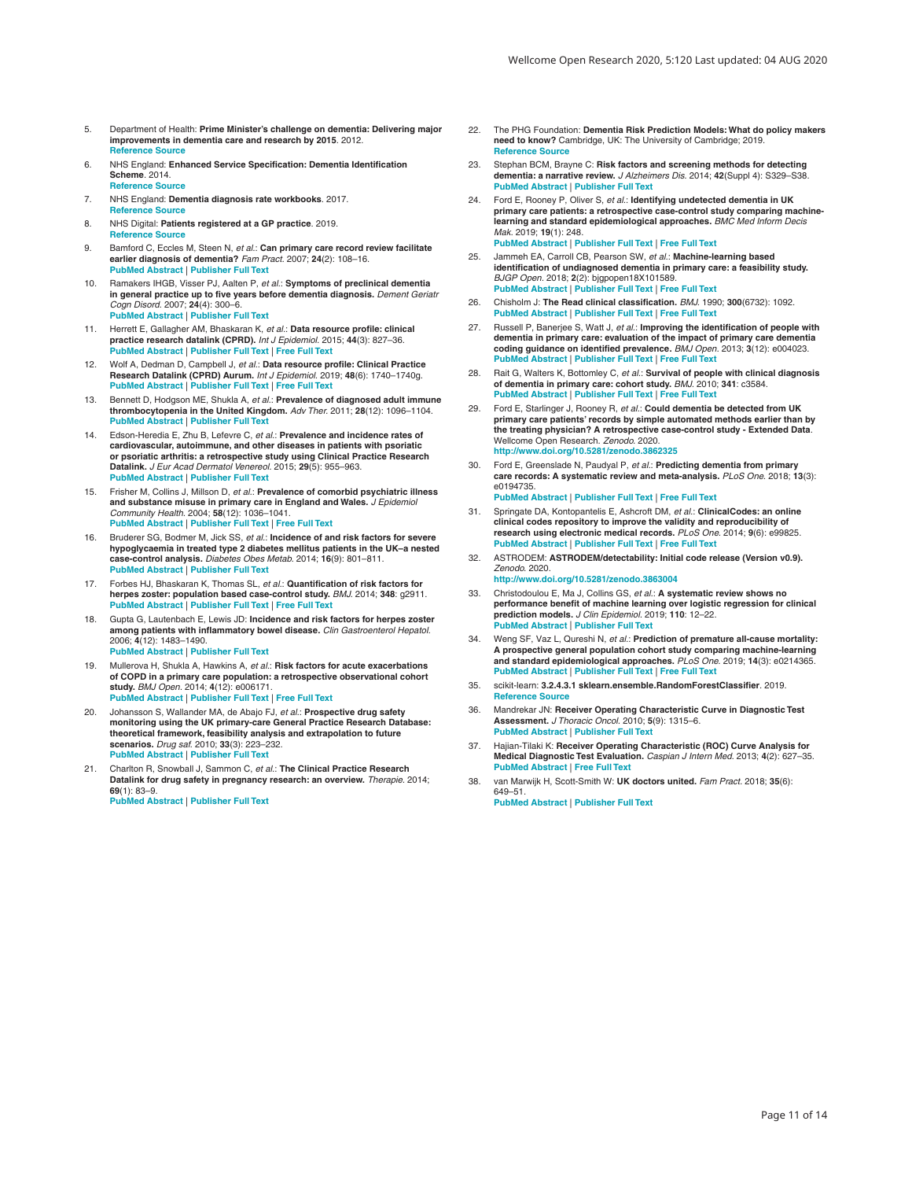5. Department of Health: **Prime Minister's challenge on dementia: Delivering major improvements in dementia care and research by 2015**. 2012.
**Reference Source**

6. NHS England: **Enhanced Service Specification: Dementia Identification Scheme**. 2014.
**Reference Source**

7. NHS England: **Dementia diagnosis rate workbooks**. 2017.
**Reference Source**

8. NHS Digital: **Patients registered at a GP practice**. 2019.
**Reference Source**

9. Bamford C, Eccles M, Steen N, *et al.*: **Can primary care record review facilitate earlier diagnosis of dementia?** *Fam Pract.* 2007; **24**(2): 108–16.
**PubMed Abstract** | **Publisher Full Text**

10. Ramakers IHGB, Visser PJ, Aalten P, *et al.*: **Symptoms of preclinical dementia in general practice up to five years before dementia diagnosis.** *Dement Geriatr Cogn Disord.* 2007; **24**(4): 300–6.
**PubMed Abstract** | **Publisher Full Text**

11. Herrett E, Gallagher AM, Bhaskaran K, *et al.*: **Data resource profile: clinical practice research datalink (CPRD).** *Int J Epidemiol.* 2015; **44**(3): 827–36.
**PubMed Abstract** | **Publisher Full Text** | **Free Full Text**

12. Wolf A, Dedman D, Campbell J, *et al.*: **Data resource profile: Clinical Practice Research Datalink (CPRD) Aurum.** *Int J Epidemiol.* 2019; **48**(6): 1740–1740g.
**PubMed Abstract** | **Publisher Full Text** | **Free Full Text**

13. Bennett D, Hodgson ME, Shukla A, *et al.*: **Prevalence of diagnosed adult immune thrombocytopenia in the United Kingdom.** *Adv Ther.* 2011; **28**(12): 1096–1104.
**PubMed Abstract** | **Publisher Full Text**

14. Edson-Heredia E, Zhu B, Lefevre C, *et al.*: **Prevalence and incidence rates of cardiovascular, autoimmune, and other diseases in patients with psoriatic or psoriatic arthritis: a retrospective study using Clinical Practice Research Datalink.** *J Eur Acad Dermatol Venereol.* 2015; **29**(5): 955–963.
**PubMed Abstract** | **Publisher Full Text**

15. Frisher M, Collins J, Millson D, *et al.*: **Prevalence of comorbid psychiatric illness and substance misuse in primary care in England and Wales.** *J Epidemiol Community Health.* 2004; **58**(12): 1036–1041.
**PubMed Abstract** | **Publisher Full Text** | **Free Full Text**

16. Bruderer SG, Bodmer M, Jick SS, *et al.*: **Incidence of and risk factors for severe hypoglycaemia in treated type 2 diabetes mellitus patients in the UK–a nested case-control analysis.** *Diabetes Obes Metab.* 2014; **16**(9): 801–811.
**PubMed Abstract** | **Publisher Full Text**

17. Forbes HJ, Bhaskaran K, Thomas SL, *et al.*: **Quantification of risk factors for herpes zoster: population based case-control study.** *BMJ.* 2014; **348**: g2911.
**PubMed Abstract** | **Publisher Full Text** | **Free Full Text**

18. Gupta G, Lautenbach E, Lewis JD: **Incidence and risk factors for herpes zoster among patients with inflammatory bowel disease.** *Clin Gastroenterol Hepatol.* 2006; **4**(12): 1483–1490.
**PubMed Abstract** | **Publisher Full Text**

19. Mullerova H, Shukla A, Hawkins A, *et al.*: **Risk factors for acute exacerbations of COPD in a primary care population: a retrospective observational cohort study.** *BMJ Open.* 2014; **4**(12): e006171.
**PubMed Abstract** | **Publisher Full Text** | **Free Full Text**

20. Johansson S, Wallander MA, de Abajo FJ, *et al.*: **Prospective drug safety monitoring using the UK primary-care General Practice Research Database: theoretical framework, feasibility analysis and extrapolation to future scenarios.** *Drug saf.* 2010; **33**(3): 223–232.
**PubMed Abstract** | **Publisher Full Text**

21. Charlton R, Snowball J, Sammon C, *et al.*: **The Clinical Practice Research Datalink for drug safety in pregnancy research: an overview.** *Therapie.* 2014; **69**(1): 83–9.
**PubMed Abstract** | **Publisher Full Text**

22. The PHG Foundation: **Dementia Risk Prediction Models: What do policy makers need to know?** Cambridge, UK: The University of Cambridge; 2019.
**Reference Source**

23. Stephan BCM, Brayne C: **Risk factors and screening methods for detecting dementia: a narrative review.** *J Alzheimers Dis.* 2014; **42**(Suppl 4): S329–S38.
**PubMed Abstract** | **Publisher Full Text**

24. Ford E, Rooney P, Oliver S, *et al.*: **Identifying undetected dementia in UK primary care patients: a retrospective case-control study comparing machine-learning and standard epidemiological approaches.** *BMC Med Inform Decis Mak.* 2019; **19**(1): 248.
**PubMed Abstract** | **Publisher Full Text** | **Free Full Text**

25. Jammeh EA, Carroll CB, Pearson SW, *et al.*: **Machine-learning based identification of undiagnosed dementia in primary care: a feasibility study.** *BJGP Open.* 2018; **2**(2): bjgpopen18X101589.
**PubMed Abstract** | **Publisher Full Text** | **Free Full Text**

26. Chisholm J: **The Read clinical classification.** *BMJ.* 1990; **300**(6732): 1092.
**PubMed Abstract** | **Publisher Full Text** | **Free Full Text**

27. Russell P, Banerjee S, Watt J, *et al.*: **Improving the identification of people with dementia in primary care: evaluation of the impact of primary care dementia coding guidance on identified prevalence.** *BMJ Open.* 2013; **3**(12): e004023.
**PubMed Abstract** | **Publisher Full Text** | **Free Full Text**

28. Rait G, Walters K, Bottomley C, *et al.*: **Survival of people with clinical diagnosis of dementia in primary care: cohort study.** *BMJ.* 2010; **341**: c3584.
**PubMed Abstract** | **Publisher Full Text** | **Free Full Text**

29. Ford E, Starlinger J, Rooney R, *et al.*: **Could dementia be detected from UK primary care patients' records by simple automated methods earlier than by the treating physician? A retrospective case-control study - Extended Data**. Wellcome Open Research. *Zenodo.* 2020.
**http://www.doi.org/10.5281/zenodo.3862325**

30. Ford E, Greenslade N, Paudyal P, *et al.*: **Predicting dementia from primary care records: A systematic review and meta-analysis.** *PLoS One.* 2018; **13**(3): e0194735.
**PubMed Abstract** | **Publisher Full Text** | **Free Full Text**

31. Springate DA, Kontopantelis E, Ashcroft DM, *et al.*: **ClinicalCodes: an online clinical codes repository to improve the validity and reproducibility of research using electronic medical records.** *PLoS One.* 2014; **9**(6): e99825.
**PubMed Abstract** | **Publisher Full Text** | **Free Full Text**

32. ASTRODEM: **ASTRODEM/detectability: Initial code release (Version v0.9).** *Zenodo.* 2020.
**http://www.doi.org/10.5281/zenodo.3863004**

33. Christodoulou E, Ma J, Collins GS, *et al.*: **A systematic review shows no performance benefit of machine learning over logistic regression for clinical prediction models.** *J Clin Epidemiol.* 2019; **110**: 12–22.
**PubMed Abstract** | **Publisher Full Text**

34. Weng SF, Vaz L, Qureshi N, *et al.*: **Prediction of premature all-cause mortality: A prospective general population cohort study comparing machine-learning and standard epidemiological approaches.** *PLoS One.* 2019; **14**(3): e0214365.
**PubMed Abstract** | **Publisher Full Text** | **Free Full Text**

35. scikit-learn: **3.2.4.3.1 sklearn.ensemble.RandomForestClassifier**. 2019.
**Reference Source**

36. Mandrekar JN: **Receiver Operating Characteristic Curve in Diagnostic Test Assessment.** *J Thoracic Oncol.* 2010; **5**(9): 1315–6.
**PubMed Abstract** | **Publisher Full Text**

37. Hajian-Tilaki K: **Receiver Operating Characteristic (ROC) Curve Analysis for Medical Diagnostic Test Evaluation.** *Caspian J Intern Med.* 2013; **4**(2): 627–35.
**PubMed Abstract** | **Free Full Text**

38. van Marwijk H, Scott-Smith W: **UK doctors united.** *Fam Pract.* 2018; **35**(6): 649–51.
**PubMed Abstract** | **Publisher Full Text**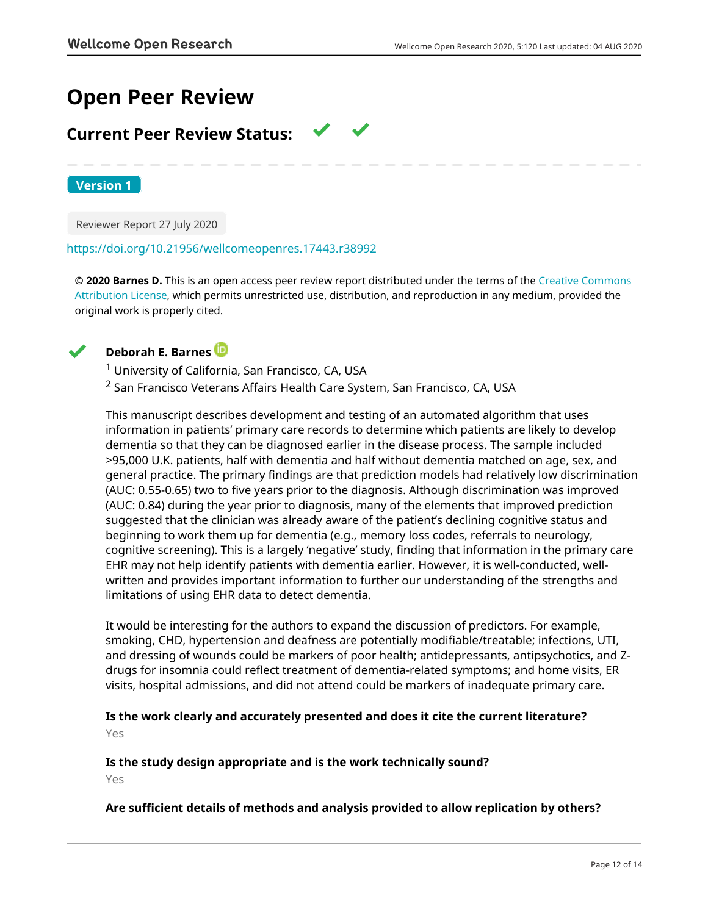# Open Peer Review

## Current Peer Review Status: ✔ ✔

**Version 1**

Reviewer Report 27 July 2020

https://doi.org/10.21956/wellcomeopenres.17443.r38992

**© 2020 Barnes D.** This is an open access peer review report distributed under the terms of the Creative Commons Attribution License, which permits unrestricted use, distribution, and reproduction in any medium, provided the original work is properly cited.

✔ **Deborah E. Barnes**

[1] University of California, San Francisco, CA, USA

[2] San Francisco Veterans Affairs Health Care System, San Francisco, CA, USA

This manuscript describes development and testing of an automated algorithm that uses information in patients' primary care records to determine which patients are likely to develop dementia so that they can be diagnosed earlier in the disease process. The sample included >95,000 U.K. patients, half with dementia and half without dementia matched on age, sex, and general practice. The primary findings are that prediction models had relatively low discrimination (AUC: 0.55-0.65) two to five years prior to the diagnosis. Although discrimination was improved (AUC: 0.84) during the year prior to diagnosis, many of the elements that improved prediction suggested that the clinician was already aware of the patient's declining cognitive status and beginning to work them up for dementia (e.g., memory loss codes, referrals to neurology, cognitive screening). This is a largely 'negative' study, finding that information in the primary care EHR may not help identify patients with dementia earlier. However, it is well-conducted, well-written and provides important information to further our understanding of the strengths and limitations of using EHR data to detect dementia.

It would be interesting for the authors to expand the discussion of predictors. For example, smoking, CHD, hypertension and deafness are potentially modifiable/treatable; infections, UTI, and dressing of wounds could be markers of poor health; antidepressants, antipsychotics, and Z-drugs for insomnia could reflect treatment of dementia-related symptoms; and home visits, ER visits, hospital admissions, and did not attend could be markers of inadequate primary care.

**Is the work clearly and accurately presented and does it cite the current literature?**

Yes

**Is the study design appropriate and is the work technically sound?**

Yes

**Are sufficient details of methods and analysis provided to allow replication by others?**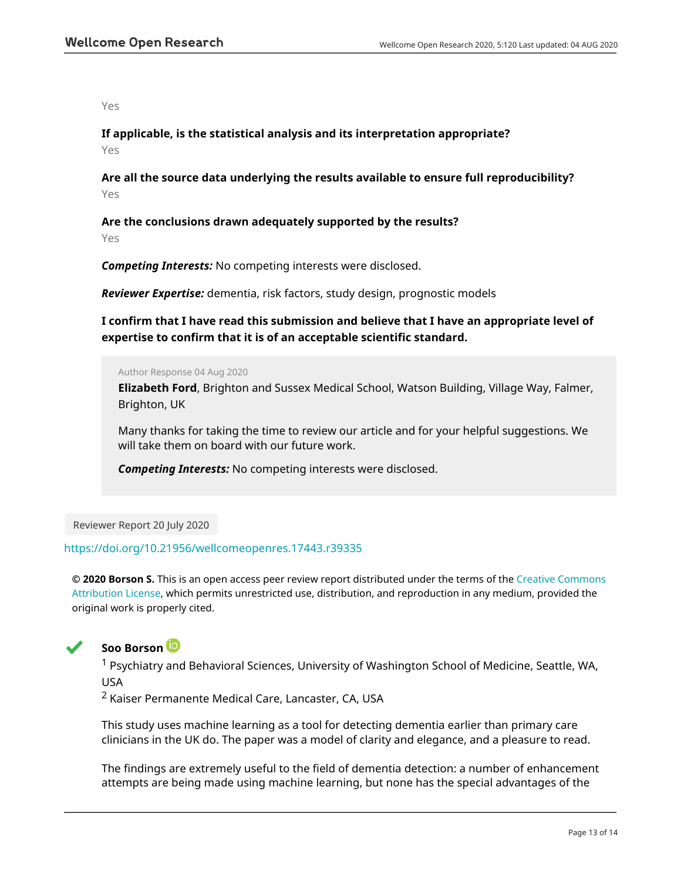Yes

**If applicable, is the statistical analysis and its interpretation appropriate?**

Yes

**Are all the source data underlying the results available to ensure full reproducibility?**

Yes

**Are the conclusions drawn adequately supported by the results?**

Yes

***Competing Interests:*** No competing interests were disclosed.

***Reviewer Expertise:*** dementia, risk factors, study design, prognostic models

**I confirm that I have read this submission and believe that I have an appropriate level of expertise to confirm that it is of an acceptable scientific standard.**

> Author Response 04 Aug 2020
>
> **Elizabeth Ford**, Brighton and Sussex Medical School, Watson Building, Village Way, Falmer, Brighton, UK
>
> Many thanks for taking the time to review our article and for your helpful suggestions. We will take them on board with our future work.
>
> ***Competing Interests:*** No competing interests were disclosed.

Reviewer Report 20 July 2020

https://doi.org/10.21956/wellcomeopenres.17443.r39335

**© 2020 Borson S.** This is an open access peer review report distributed under the terms of the Creative Commons Attribution License, which permits unrestricted use, distribution, and reproduction in any medium, provided the original work is properly cited.

**Soo Borson**

[1] Psychiatry and Behavioral Sciences, University of Washington School of Medicine, Seattle, WA, USA

[2] Kaiser Permanente Medical Care, Lancaster, CA, USA

This study uses machine learning as a tool for detecting dementia earlier than primary care clinicians in the UK do. The paper was a model of clarity and elegance, and a pleasure to read.

The findings are extremely useful to the field of dementia detection: a number of enhancement attempts are being made using machine learning, but none has the special advantages of the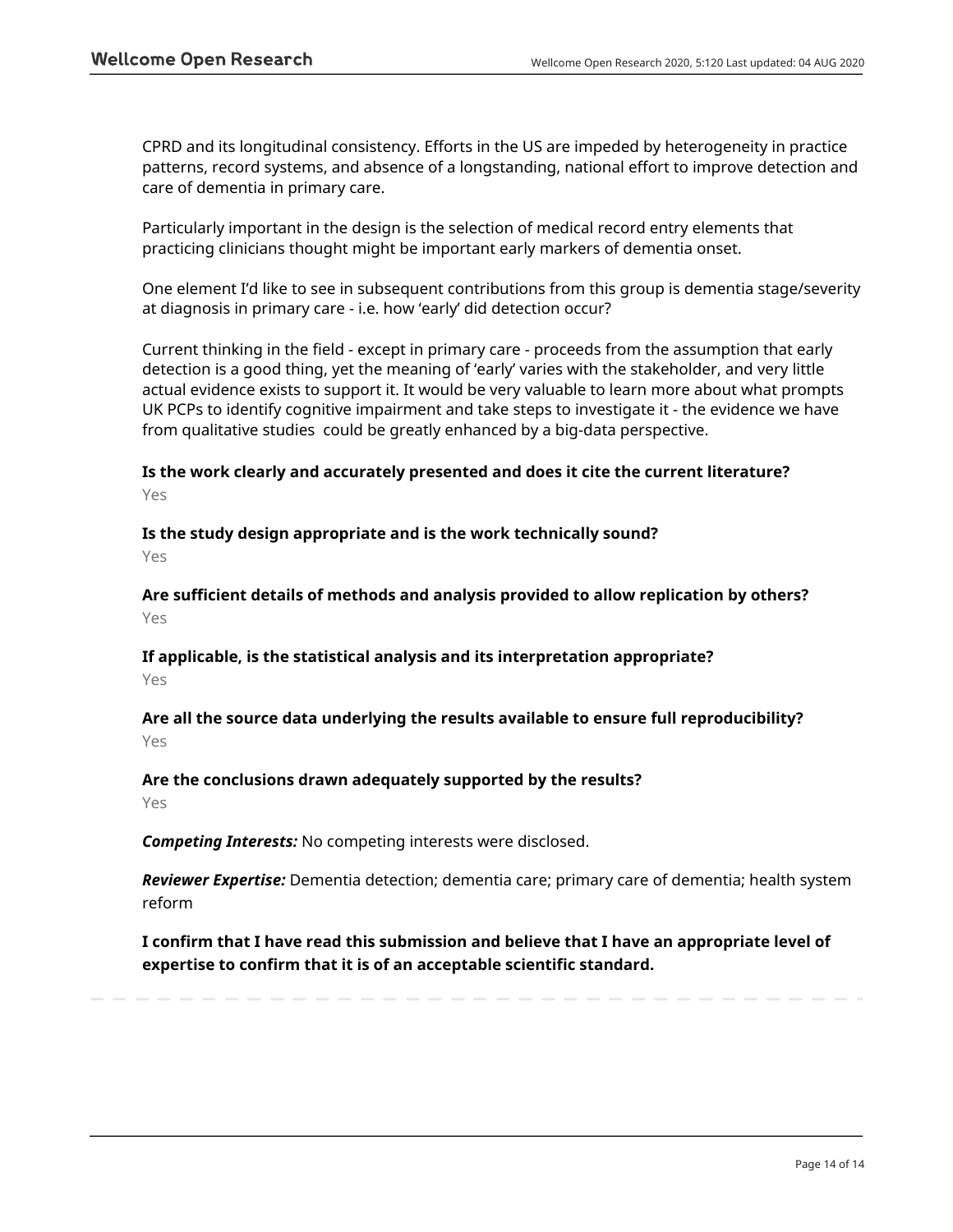CPRD and its longitudinal consistency. Efforts in the US are impeded by heterogeneity in practice patterns, record systems, and absence of a longstanding, national effort to improve detection and care of dementia in primary care.

Particularly important in the design is the selection of medical record entry elements that practicing clinicians thought might be important early markers of dementia onset.

One element I'd like to see in subsequent contributions from this group is dementia stage/severity at diagnosis in primary care - i.e. how 'early' did detection occur?

Current thinking in the field - except in primary care - proceeds from the assumption that early detection is a good thing, yet the meaning of 'early' varies with the stakeholder, and very little actual evidence exists to support it. It would be very valuable to learn more about what prompts UK PCPs to identify cognitive impairment and take steps to investigate it - the evidence we have from qualitative studies could be greatly enhanced by a big-data perspective.

**Is the work clearly and accurately presented and does it cite the current literature?**

Yes

**Is the study design appropriate and is the work technically sound?**

Yes

**Are sufficient details of methods and analysis provided to allow replication by others?**

Yes

**If applicable, is the statistical analysis and its interpretation appropriate?**

Yes

**Are all the source data underlying the results available to ensure full reproducibility?**

Yes

**Are the conclusions drawn adequately supported by the results?**

Yes

***Competing Interests:*** No competing interests were disclosed.

***Reviewer Expertise:*** Dementia detection; dementia care; primary care of dementia; health system reform

**I confirm that I have read this submission and believe that I have an appropriate level of expertise to confirm that it is of an acceptable scientific standard.**